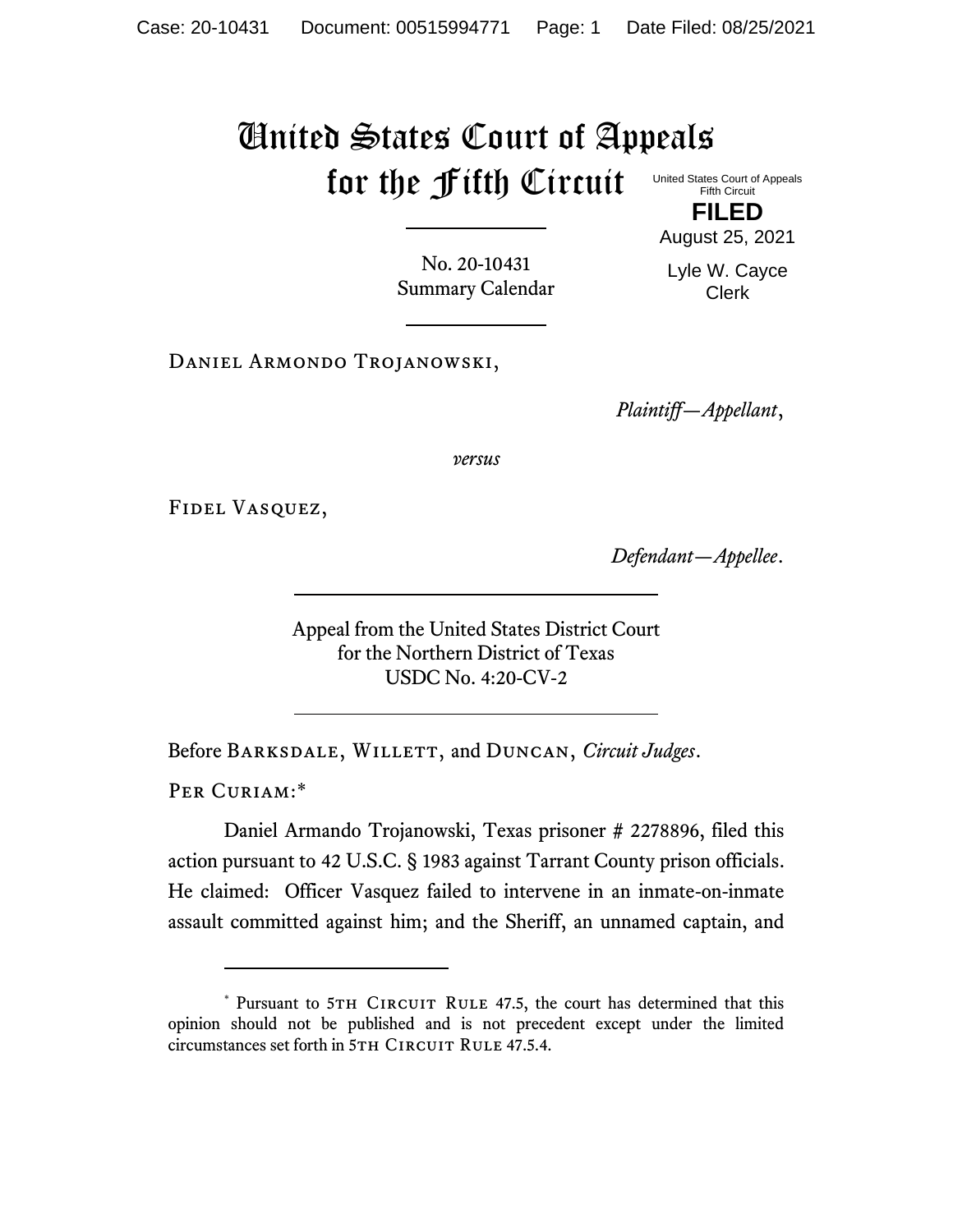# United States Court of Appeals for the Fifth Circuit

United States Court of Appeals
Fifth Circuit

**FILED**

August 25, 2021

Lyle W. Cayce
Clerk

No. 20-10431
Summary Calendar

Daniel Armondo Trojanowski,

*Plaintiff—Appellant*,

*versus*

Fidel Vasquez,

*Defendant—Appellee*.

Appeal from the United States District Court
for the Northern District of Texas
USDC No. 4:20-CV-2

Before Barksdale, Willett, and Duncan, *Circuit Judges*.

Per Curiam:*

Daniel Armando Trojanowski, Texas prisoner # 2278896, filed this action pursuant to 42 U.S.C. § 1983 against Tarrant County prison officials. He claimed: Officer Vasquez failed to intervene in an inmate-on-inmate assault committed against him; and the Sheriff, an unnamed captain, and

---

\* Pursuant to 5th Circuit Rule 47.5, the court has determined that this opinion should not be published and is not precedent except under the limited circumstances set forth in 5th Circuit Rule 47.5.4.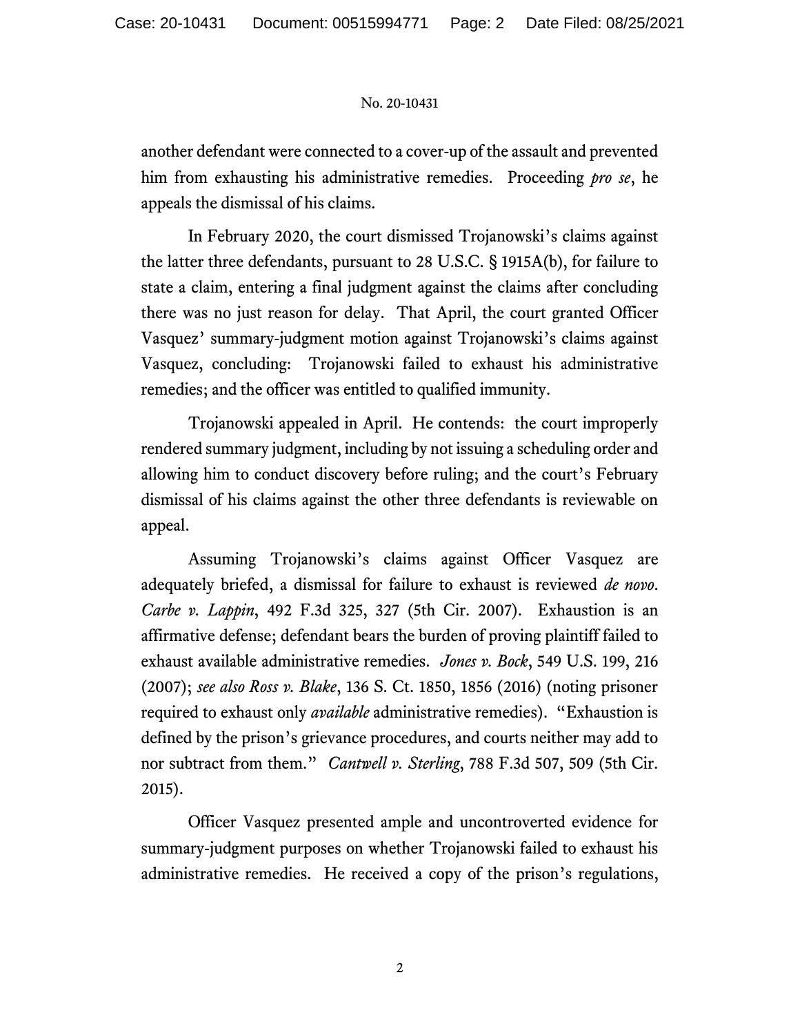another defendant were connected to a cover-up of the assault and prevented him from exhausting his administrative remedies. Proceeding *pro se*, he appeals the dismissal of his claims.

In February 2020, the court dismissed Trojanowski's claims against the latter three defendants, pursuant to 28 U.S.C. § 1915A(b), for failure to state a claim, entering a final judgment against the claims after concluding there was no just reason for delay. That April, the court granted Officer Vasquez' summary-judgment motion against Trojanowski's claims against Vasquez, concluding: Trojanowski failed to exhaust his administrative remedies; and the officer was entitled to qualified immunity.

Trojanowski appealed in April. He contends: the court improperly rendered summary judgment, including by not issuing a scheduling order and allowing him to conduct discovery before ruling; and the court's February dismissal of his claims against the other three defendants is reviewable on appeal.

Assuming Trojanowski's claims against Officer Vasquez are adequately briefed, a dismissal for failure to exhaust is reviewed *de novo*. *Carbe v. Lappin*, 492 F.3d 325, 327 (5th Cir. 2007). Exhaustion is an affirmative defense; defendant bears the burden of proving plaintiff failed to exhaust available administrative remedies. *Jones v. Bock*, 549 U.S. 199, 216 (2007); *see also Ross v. Blake*, 136 S. Ct. 1850, 1856 (2016) (noting prisoner required to exhaust only *available* administrative remedies). "Exhaustion is defined by the prison's grievance procedures, and courts neither may add to nor subtract from them." *Cantwell v. Sterling*, 788 F.3d 507, 509 (5th Cir. 2015).

Officer Vasquez presented ample and uncontroverted evidence for summary-judgment purposes on whether Trojanowski failed to exhaust his administrative remedies. He received a copy of the prison's regulations,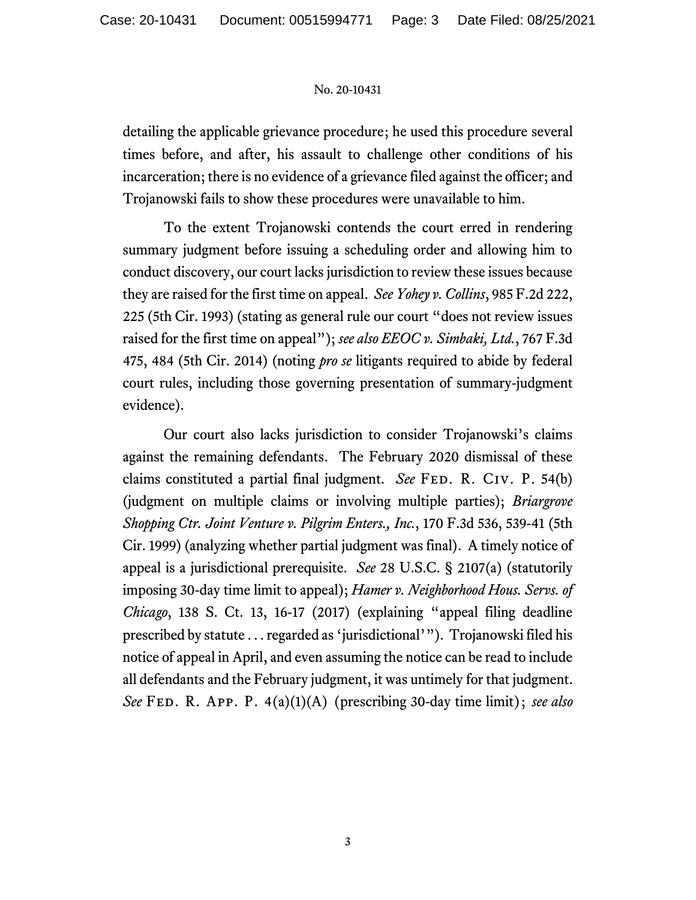detailing the applicable grievance procedure; he used this procedure several times before, and after, his assault to challenge other conditions of his incarceration; there is no evidence of a grievance filed against the officer; and Trojanowski fails to show these procedures were unavailable to him.

To the extent Trojanowski contends the court erred in rendering summary judgment before issuing a scheduling order and allowing him to conduct discovery, our court lacks jurisdiction to review these issues because they are raised for the first time on appeal. *See Yohey v. Collins*, 985 F.2d 222, 225 (5th Cir. 1993) (stating as general rule our court "does not review issues raised for the first time on appeal"); *see also EEOC v. Simbaki, Ltd.*, 767 F.3d 475, 484 (5th Cir. 2014) (noting *pro se* litigants required to abide by federal court rules, including those governing presentation of summary-judgment evidence).

Our court also lacks jurisdiction to consider Trojanowski's claims against the remaining defendants. The February 2020 dismissal of these claims constituted a partial final judgment. *See* Fed. R. Civ. P. 54(b) (judgment on multiple claims or involving multiple parties); *Briargrove Shopping Ctr. Joint Venture v. Pilgrim Enters., Inc.*, 170 F.3d 536, 539-41 (5th Cir. 1999) (analyzing whether partial judgment was final). A timely notice of appeal is a jurisdictional prerequisite. *See* 28 U.S.C. § 2107(a) (statutorily imposing 30-day time limit to appeal); *Hamer v. Neighborhood Hous. Servs. of Chicago*, 138 S. Ct. 13, 16-17 (2017) (explaining "appeal filing deadline prescribed by statute . . . regarded as 'jurisdictional'"). Trojanowski filed his notice of appeal in April, and even assuming the notice can be read to include all defendants and the February judgment, it was untimely for that judgment. *See* Fed. R. App. P. 4(a)(1)(A) (prescribing 30-day time limit); *see also*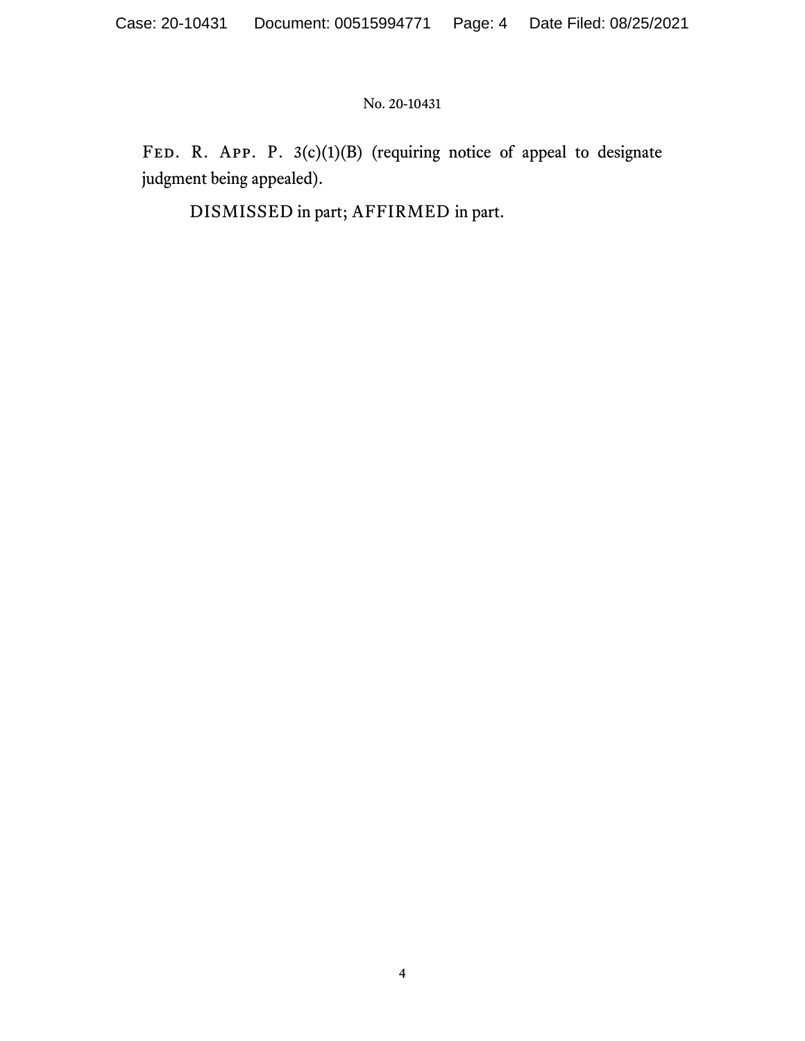FED. R. APP. P. 3(c)(1)(B) (requiring notice of appeal to designate judgment being appealed).

DISMISSED in part; AFFIRMED in part.